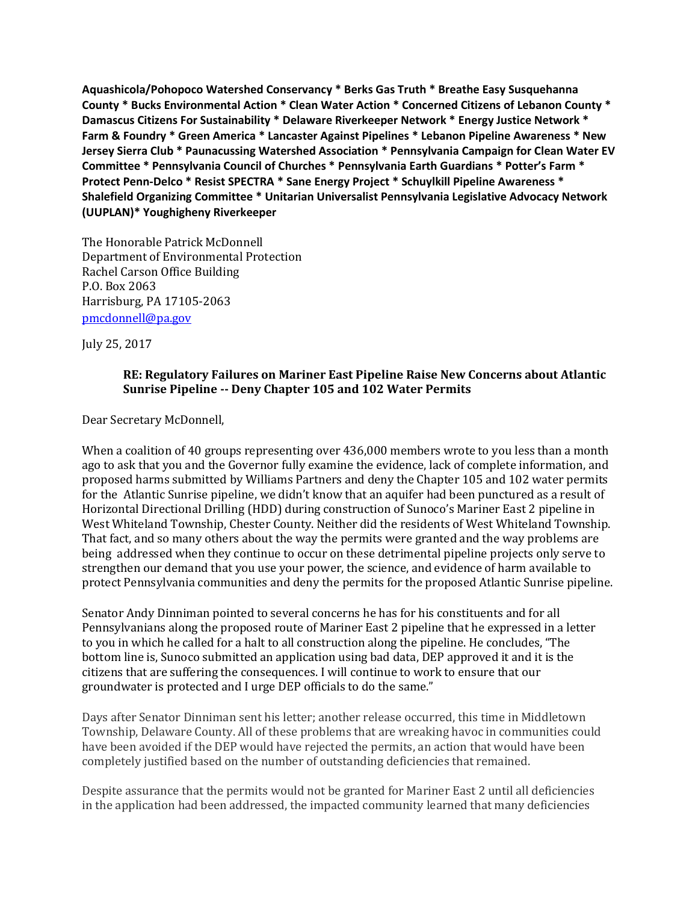**Aquashicola/Pohopoco Watershed Conservancy * Berks Gas Truth * Breathe Easy Susquehanna County * Bucks Environmental Action * Clean Water Action * Concerned Citizens of Lebanon County * Damascus Citizens For Sustainability * Delaware Riverkeeper Network * Energy Justice Network * Farm & Foundry * Green America * Lancaster Against Pipelines * Lebanon Pipeline Awareness * New Jersey Sierra Club * Paunacussing Watershed Association * Pennsylvania Campaign for Clean Water EV Committee * Pennsylvania Council of Churches * Pennsylvania Earth Guardians * Potter's Farm * Protect Penn-Delco * Resist SPECTRA * Sane Energy Project * Schuylkill Pipeline Awareness * Shalefield Organizing Committee * Unitarian Universalist Pennsylvania Legislative Advocacy Network (UUPLAN)* Youghigheny Riverkeeper**

The Honorable Patrick McDonnell
Department of Environmental Protection
Rachel Carson Office Building
P.O. Box 2063
Harrisburg, PA 17105-2063
pmcdonnell@pa.gov

July 25, 2017

**RE: Regulatory Failures on Mariner East Pipeline Raise New Concerns about Atlantic Sunrise Pipeline -- Deny Chapter 105 and 102 Water Permits**

Dear Secretary McDonnell,

When a coalition of 40 groups representing over 436,000 members wrote to you less than a month ago to ask that you and the Governor fully examine the evidence, lack of complete information, and proposed harms submitted by Williams Partners and deny the Chapter 105 and 102 water permits for the Atlantic Sunrise pipeline, we didn't know that an aquifer had been punctured as a result of Horizontal Directional Drilling (HDD) during construction of Sunoco's Mariner East 2 pipeline in West Whiteland Township, Chester County. Neither did the residents of West Whiteland Township. That fact, and so many others about the way the permits were granted and the way problems are being addressed when they continue to occur on these detrimental pipeline projects only serve to strengthen our demand that you use your power, the science, and evidence of harm available to protect Pennsylvania communities and deny the permits for the proposed Atlantic Sunrise pipeline.

Senator Andy Dinniman pointed to several concerns he has for his constituents and for all Pennsylvanians along the proposed route of Mariner East 2 pipeline that he expressed in a letter to you in which he called for a halt to all construction along the pipeline. He concludes, "The bottom line is, Sunoco submitted an application using bad data, DEP approved it and it is the citizens that are suffering the consequences. I will continue to work to ensure that our groundwater is protected and I urge DEP officials to do the same."

Days after Senator Dinniman sent his letter; another release occurred, this time in Middletown Township, Delaware County. All of these problems that are wreaking havoc in communities could have been avoided if the DEP would have rejected the permits, an action that would have been completely justified based on the number of outstanding deficiencies that remained.

Despite assurance that the permits would not be granted for Mariner East 2 until all deficiencies in the application had been addressed, the impacted community learned that many deficiencies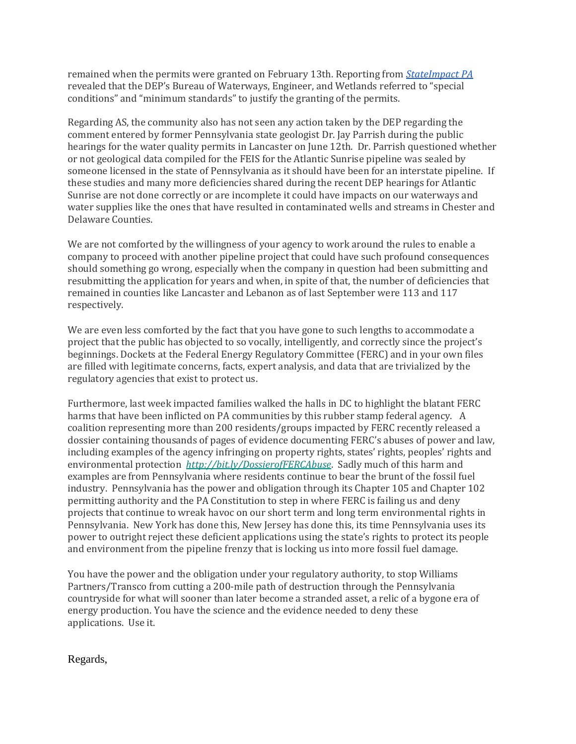remained when the permits were granted on February 13th. Reporting from [*StateImpact PA*] revealed that the DEP's Bureau of Waterways, Engineer, and Wetlands referred to "special conditions" and "minimum standards" to justify the granting of the permits.

Regarding AS, the community also has not seen any action taken by the DEP regarding the comment entered by former Pennsylvania state geologist Dr. Jay Parrish during the public hearings for the water quality permits in Lancaster on June 12th. Dr. Parrish questioned whether or not geological data compiled for the FEIS for the Atlantic Sunrise pipeline was sealed by someone licensed in the state of Pennsylvania as it should have been for an interstate pipeline. If these studies and many more deficiencies shared during the recent DEP hearings for Atlantic Sunrise are not done correctly or are incomplete it could have impacts on our waterways and water supplies like the ones that have resulted in contaminated wells and streams in Chester and Delaware Counties.

We are not comforted by the willingness of your agency to work around the rules to enable a company to proceed with another pipeline project that could have such profound consequences should something go wrong, especially when the company in question had been submitting and resubmitting the application for years and when, in spite of that, the number of deficiencies that remained in counties like Lancaster and Lebanon as of last September were 113 and 117 respectively.

We are even less comforted by the fact that you have gone to such lengths to accommodate a project that the public has objected to so vocally, intelligently, and correctly since the project's beginnings. Dockets at the Federal Energy Regulatory Committee (FERC) and in your own files are filled with legitimate concerns, facts, expert analysis, and data that are trivialized by the regulatory agencies that exist to protect us.

Furthermore, last week impacted families walked the halls in DC to highlight the blatant FERC harms that have been inflicted on PA communities by this rubber stamp federal agency. A coalition representing more than 200 residents/groups impacted by FERC recently released a dossier containing thousands of pages of evidence documenting FERC's abuses of power and law, including examples of the agency infringing on property rights, states' rights, peoples' rights and environmental protection *http://bit.ly/DossierofFERCAbuse*. Sadly much of this harm and examples are from Pennsylvania where residents continue to bear the brunt of the fossil fuel industry. Pennsylvania has the power and obligation through its Chapter 105 and Chapter 102 permitting authority and the PA Constitution to step in where FERC is failing us and deny projects that continue to wreak havoc on our short term and long term environmental rights in Pennsylvania. New York has done this, New Jersey has done this, its time Pennsylvania uses its power to outright reject these deficient applications using the state's rights to protect its people and environment from the pipeline frenzy that is locking us into more fossil fuel damage.

You have the power and the obligation under your regulatory authority, to stop Williams Partners/Transco from cutting a 200-mile path of destruction through the Pennsylvania countryside for what will sooner than later become a stranded asset, a relic of a bygone era of energy production. You have the science and the evidence needed to deny these applications. Use it.

Regards,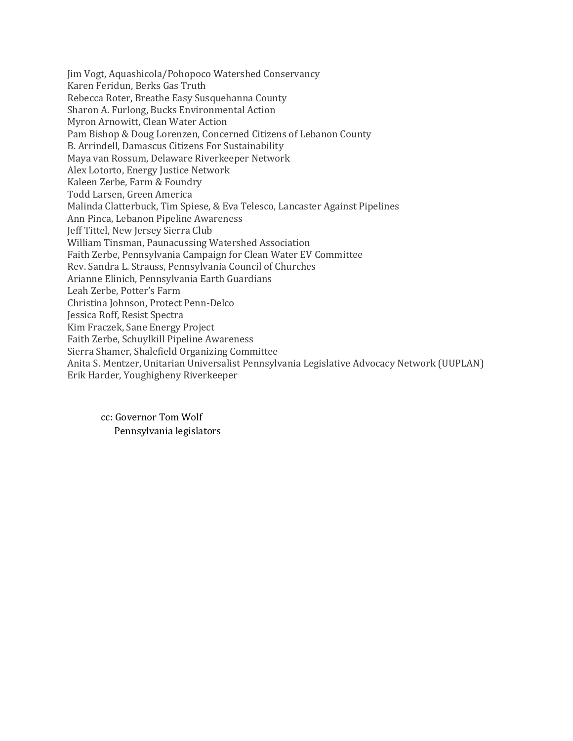Jim Vogt, Aquashicola/Pohopoco Watershed Conservancy
Karen Feridun, Berks Gas Truth
Rebecca Roter, Breathe Easy Susquehanna County
Sharon A. Furlong, Bucks Environmental Action
Myron Arnowitt, Clean Water Action
Pam Bishop & Doug Lorenzen, Concerned Citizens of Lebanon County
B. Arrindell, Damascus Citizens For Sustainability
Maya van Rossum, Delaware Riverkeeper Network
Alex Lotorto, Energy Justice Network
Kaleen Zerbe, Farm & Foundry
Todd Larsen, Green America
Malinda Clatterbuck, Tim Spiese, & Eva Telesco, Lancaster Against Pipelines
Ann Pinca, Lebanon Pipeline Awareness
Jeff Tittel, New Jersey Sierra Club
William Tinsman, Paunacussing Watershed Association
Faith Zerbe, Pennsylvania Campaign for Clean Water EV Committee
Rev. Sandra L. Strauss, Pennsylvania Council of Churches
Arianne Elinich, Pennsylvania Earth Guardians
Leah Zerbe, Potter's Farm
Christina Johnson, Protect Penn-Delco
Jessica Roff, Resist Spectra
Kim Fraczek, Sane Energy Project
Faith Zerbe, Schuylkill Pipeline Awareness
Sierra Shamer, Shalefield Organizing Committee
Anita S. Mentzer, Unitarian Universalist Pennsylvania Legislative Advocacy Network (UUPLAN)
Erik Harder, Youghigheny Riverkeeper

cc: Governor Tom Wolf
Pennsylvania legislators